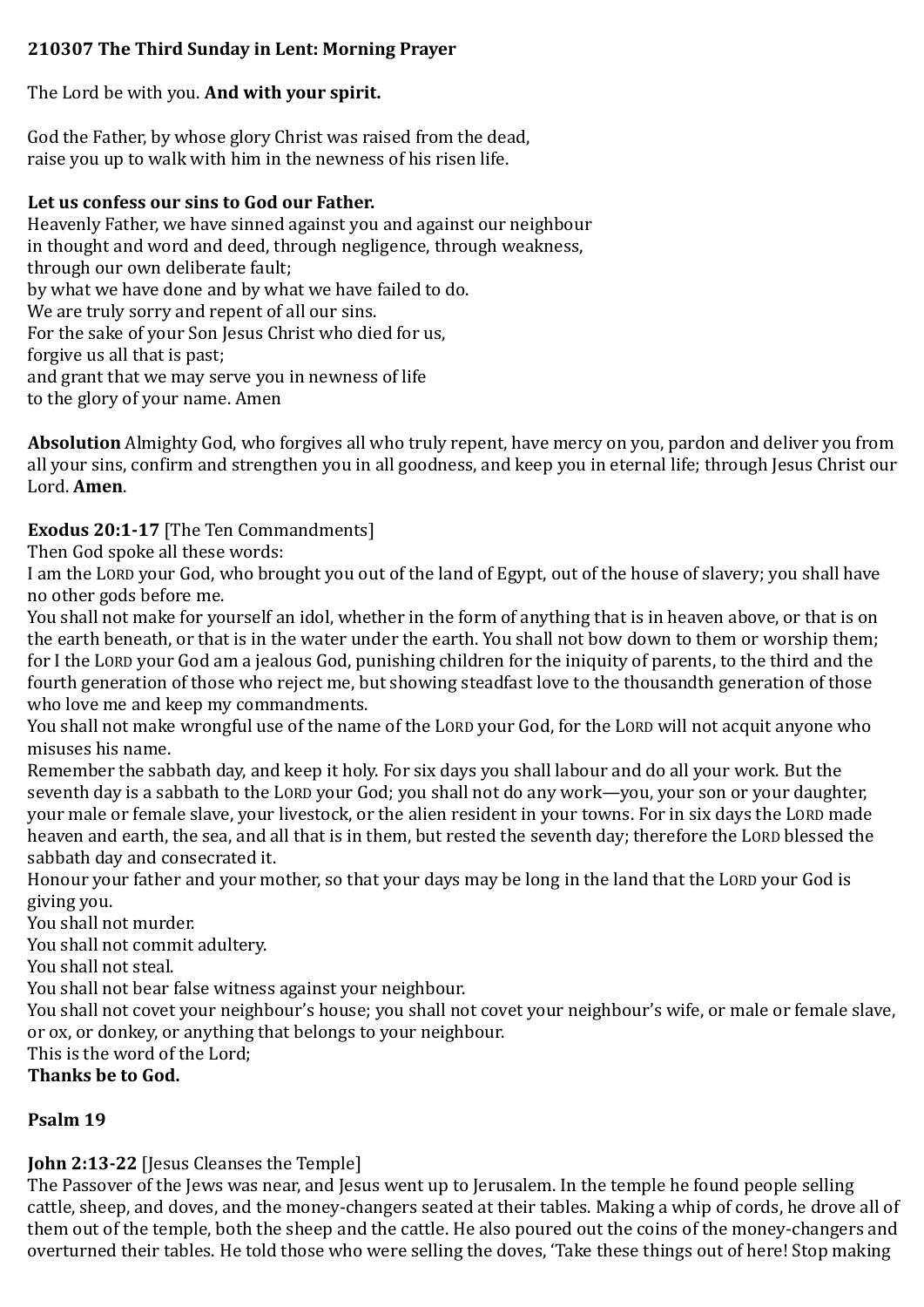**210307 The Third Sunday in Lent: Morning Prayer**

The Lord be with you. **And with your spirit.**

God the Father, by whose glory Christ was raised from the dead,
raise you up to walk with him in the newness of his risen life.

**Let us confess our sins to God our Father.**
Heavenly Father, we have sinned against you and against our neighbour
in thought and word and deed, through negligence, through weakness,
through our own deliberate fault;
by what we have done and by what we have failed to do.
We are truly sorry and repent of all our sins.
For the sake of your Son Jesus Christ who died for us,
forgive us all that is past;
and grant that we may serve you in newness of life
to the glory of your name. Amen

**Absolution** Almighty God, who forgives all who truly repent, have mercy on you, pardon and deliver you from all your sins, confirm and strengthen you in all goodness, and keep you in eternal life; through Jesus Christ our Lord. **Amen**.

**Exodus 20:1-17** [The Ten Commandments]
Then God spoke all these words:
I am the LORD your God, who brought you out of the land of Egypt, out of the house of slavery; you shall have no other gods before me.
You shall not make for yourself an idol, whether in the form of anything that is in heaven above, or that is on the earth beneath, or that is in the water under the earth. You shall not bow down to them or worship them; for I the LORD your God am a jealous God, punishing children for the iniquity of parents, to the third and the fourth generation of those who reject me, but showing steadfast love to the thousandth generation of those who love me and keep my commandments.
You shall not make wrongful use of the name of the LORD your God, for the LORD will not acquit anyone who misuses his name.
Remember the sabbath day, and keep it holy. For six days you shall labour and do all your work. But the seventh day is a sabbath to the LORD your God; you shall not do any work—you, your son or your daughter, your male or female slave, your livestock, or the alien resident in your towns. For in six days the LORD made heaven and earth, the sea, and all that is in them, but rested the seventh day; therefore the LORD blessed the sabbath day and consecrated it.
Honour your father and your mother, so that your days may be long in the land that the LORD your God is giving you.
You shall not murder.
You shall not commit adultery.
You shall not steal.
You shall not bear false witness against your neighbour.
You shall not covet your neighbour's house; you shall not covet your neighbour's wife, or male or female slave, or ox, or donkey, or anything that belongs to your neighbour.
This is the word of the Lord;
**Thanks be to God.**

**Psalm 19**

**John 2:13-22** [Jesus Cleanses the Temple]
The Passover of the Jews was near, and Jesus went up to Jerusalem. In the temple he found people selling cattle, sheep, and doves, and the money-changers seated at their tables. Making a whip of cords, he drove all of them out of the temple, both the sheep and the cattle. He also poured out the coins of the money-changers and overturned their tables. He told those who were selling the doves, 'Take these things out of here! Stop making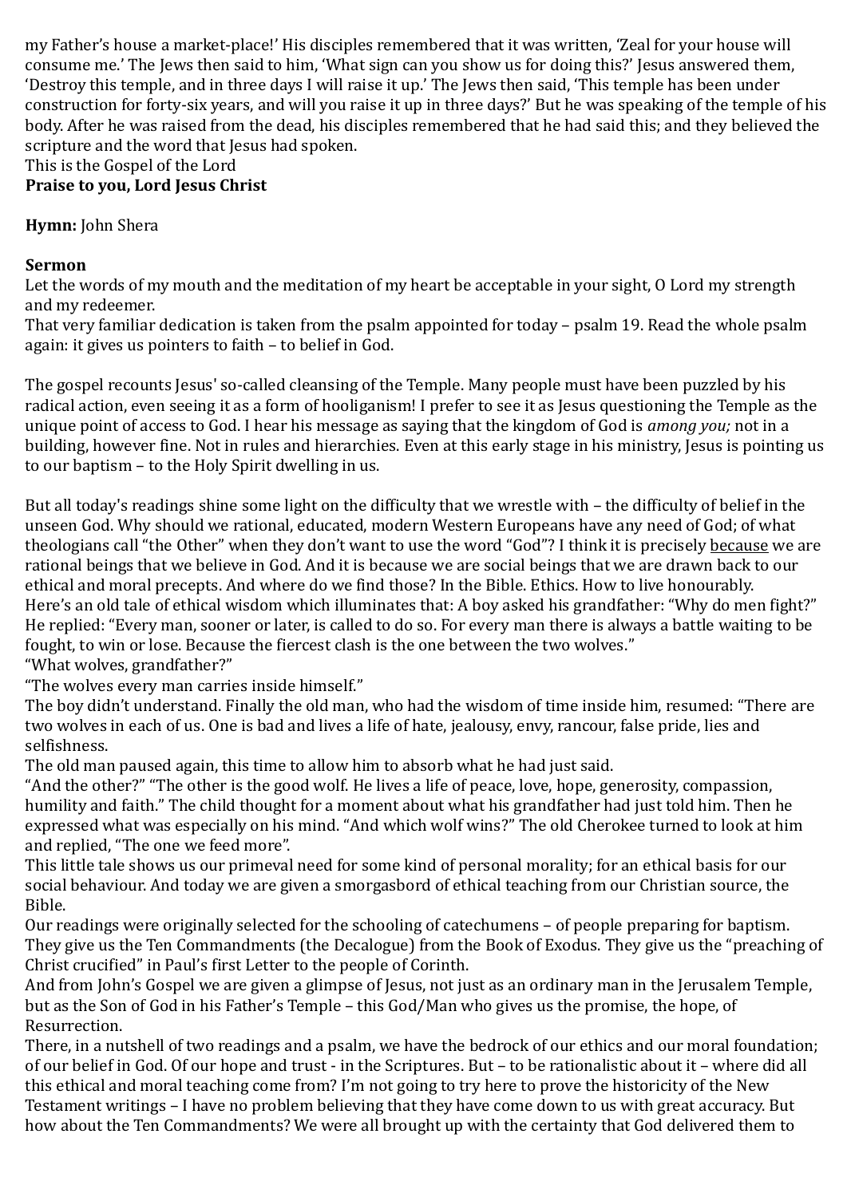my Father's house a market-place!' His disciples remembered that it was written, 'Zeal for your house will consume me.' The Jews then said to him, 'What sign can you show us for doing this?' Jesus answered them, 'Destroy this temple, and in three days I will raise it up.' The Jews then said, 'This temple has been under construction for forty-six years, and will you raise it up in three days?' But he was speaking of the temple of his body. After he was raised from the dead, his disciples remembered that he had said this; and they believed the scripture and the word that Jesus had spoken.
This is the Gospel of the Lord
**Praise to you, Lord Jesus Christ**

**Hymn:** John Shera

**Sermon**
Let the words of my mouth and the meditation of my heart be acceptable in your sight, O Lord my strength and my redeemer.
That very familiar dedication is taken from the psalm appointed for today – psalm 19. Read the whole psalm again: it gives us pointers to faith – to belief in God.

The gospel recounts Jesus' so-called cleansing of the Temple. Many people must have been puzzled by his radical action, even seeing it as a form of hooliganism! I prefer to see it as Jesus questioning the Temple as the unique point of access to God. I hear his message as saying that the kingdom of God is *among you;* not in a building, however fine. Not in rules and hierarchies. Even at this early stage in his ministry, Jesus is pointing us to our baptism – to the Holy Spirit dwelling in us.

But all today's readings shine some light on the difficulty that we wrestle with – the difficulty of belief in the unseen God. Why should we rational, educated, modern Western Europeans have any need of God; of what theologians call "the Other" when they don't want to use the word "God"? I think it is precisely <u>because</u> we are rational beings that we believe in God. And it is because we are social beings that we are drawn back to our ethical and moral precepts. And where do we find those? In the Bible. Ethics. How to live honourably.
Here's an old tale of ethical wisdom which illuminates that: A boy asked his grandfather: "Why do men fight?" He replied: "Every man, sooner or later, is called to do so. For every man there is always a battle waiting to be fought, to win or lose. Because the fiercest clash is the one between the two wolves."
"What wolves, grandfather?"
"The wolves every man carries inside himself."
The boy didn't understand. Finally the old man, who had the wisdom of time inside him, resumed: "There are two wolves in each of us. One is bad and lives a life of hate, jealousy, envy, rancour, false pride, lies and selfishness.
The old man paused again, this time to allow him to absorb what he had just said.
"And the other?" "The other is the good wolf. He lives a life of peace, love, hope, generosity, compassion, humility and faith." The child thought for a moment about what his grandfather had just told him. Then he expressed what was especially on his mind. "And which wolf wins?" The old Cherokee turned to look at him and replied, "The one we feed more".
This little tale shows us our primeval need for some kind of personal morality; for an ethical basis for our social behaviour. And today we are given a smorgasbord of ethical teaching from our Christian source, the Bible.
Our readings were originally selected for the schooling of catechumens – of people preparing for baptism. They give us the Ten Commandments (the Decalogue) from the Book of Exodus. They give us the "preaching of Christ crucified" in Paul's first Letter to the people of Corinth.
And from John's Gospel we are given a glimpse of Jesus, not just as an ordinary man in the Jerusalem Temple, but as the Son of God in his Father's Temple – this God/Man who gives us the promise, the hope, of Resurrection.
There, in a nutshell of two readings and a psalm, we have the bedrock of our ethics and our moral foundation; of our belief in God. Of our hope and trust - in the Scriptures. But – to be rationalistic about it – where did all this ethical and moral teaching come from? I'm not going to try here to prove the historicity of the New Testament writings – I have no problem believing that they have come down to us with great accuracy. But how about the Ten Commandments? We were all brought up with the certainty that God delivered them to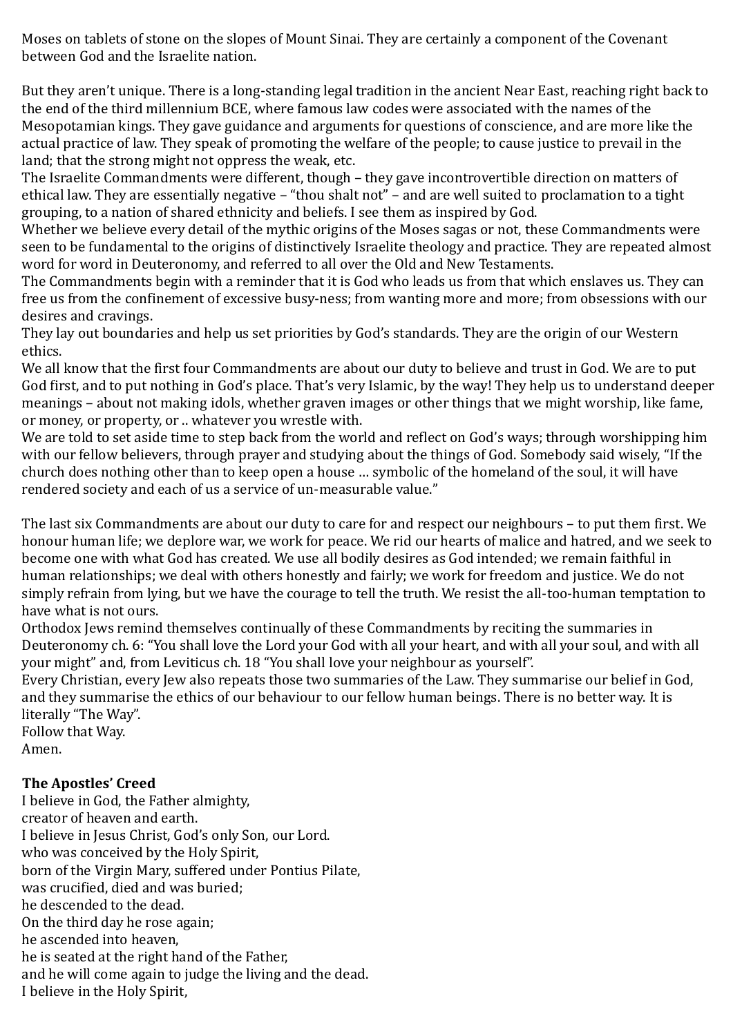Moses on tablets of stone on the slopes of Mount Sinai. They are certainly a component of the Covenant between God and the Israelite nation.

But they aren't unique. There is a long-standing legal tradition in the ancient Near East, reaching right back to the end of the third millennium BCE, where famous law codes were associated with the names of the Mesopotamian kings. They gave guidance and arguments for questions of conscience, and are more like the actual practice of law. They speak of promoting the welfare of the people; to cause justice to prevail in the land; that the strong might not oppress the weak, etc.

The Israelite Commandments were different, though – they gave incontrovertible direction on matters of ethical law. They are essentially negative – "thou shalt not" – and are well suited to proclamation to a tight grouping, to a nation of shared ethnicity and beliefs. I see them as inspired by God.

Whether we believe every detail of the mythic origins of the Moses sagas or not, these Commandments were seen to be fundamental to the origins of distinctively Israelite theology and practice. They are repeated almost word for word in Deuteronomy, and referred to all over the Old and New Testaments.

The Commandments begin with a reminder that it is God who leads us from that which enslaves us. They can free us from the confinement of excessive busy-ness; from wanting more and more; from obsessions with our desires and cravings.

They lay out boundaries and help us set priorities by God's standards. They are the origin of our Western ethics.

We all know that the first four Commandments are about our duty to believe and trust in God. We are to put God first, and to put nothing in God's place. That's very Islamic, by the way! They help us to understand deeper meanings – about not making idols, whether graven images or other things that we might worship, like fame, or money, or property, or .. whatever you wrestle with.

We are told to set aside time to step back from the world and reflect on God's ways; through worshipping him with our fellow believers, through prayer and studying about the things of God. Somebody said wisely, "If the church does nothing other than to keep open a house … symbolic of the homeland of the soul, it will have rendered society and each of us a service of un-measurable value."

The last six Commandments are about our duty to care for and respect our neighbours – to put them first. We honour human life; we deplore war, we work for peace. We rid our hearts of malice and hatred, and we seek to become one with what God has created. We use all bodily desires as God intended; we remain faithful in human relationships; we deal with others honestly and fairly; we work for freedom and justice. We do not simply refrain from lying, but we have the courage to tell the truth. We resist the all-too-human temptation to have what is not ours.

Orthodox Jews remind themselves continually of these Commandments by reciting the summaries in Deuteronomy ch. 6: "You shall love the Lord your God with all your heart, and with all your soul, and with all your might" and, from Leviticus ch. 18 "You shall love your neighbour as yourself".

Every Christian, every Jew also repeats those two summaries of the Law. They summarise our belief in God, and they summarise the ethics of our behaviour to our fellow human beings. There is no better way. It is literally "The Way".

Follow that Way.

Amen.

**The Apostles' Creed**

I believe in God, the Father almighty,
creator of heaven and earth.
I believe in Jesus Christ, God's only Son, our Lord.
who was conceived by the Holy Spirit,
born of the Virgin Mary, suffered under Pontius Pilate,
was crucified, died and was buried;
he descended to the dead.
On the third day he rose again;
he ascended into heaven,
he is seated at the right hand of the Father,
and he will come again to judge the living and the dead.
I believe in the Holy Spirit,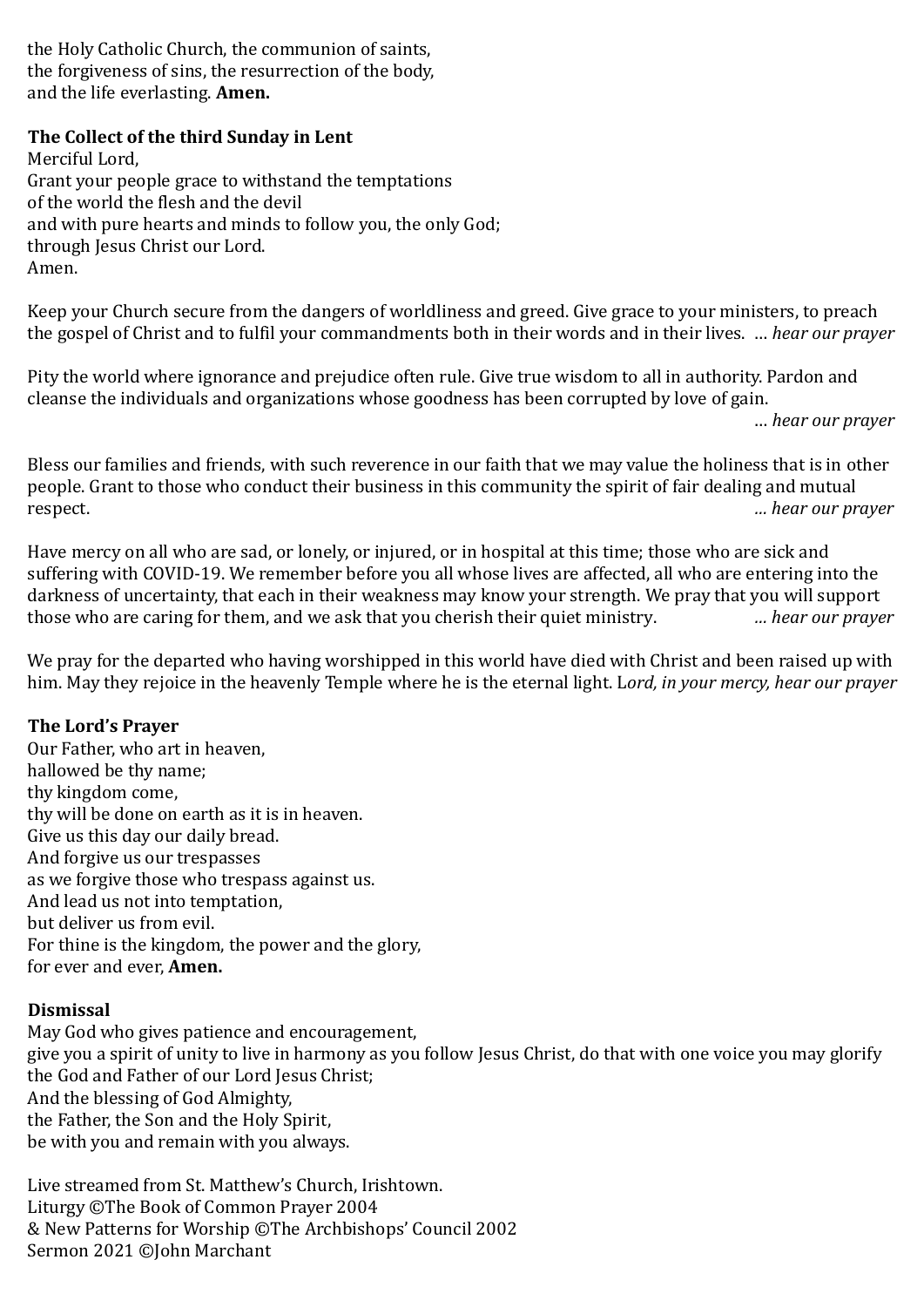the Holy Catholic Church, the communion of saints,
the forgiveness of sins, the resurrection of the body,
and the life everlasting. **Amen.**

**The Collect of the third Sunday in Lent**
Merciful Lord,
Grant your people grace to withstand the temptations
of the world the flesh and the devil
and with pure hearts and minds to follow you, the only God;
through Jesus Christ our Lord.
Amen.

Keep your Church secure from the dangers of worldliness and greed. Give grace to your ministers, to preach the gospel of Christ and to fulfil your commandments both in their words and in their lives. … *hear our prayer*

Pity the world where ignorance and prejudice often rule. Give true wisdom to all in authority. Pardon and cleanse the individuals and organizations whose goodness has been corrupted by love of gain. … *hear our prayer*

Bless our families and friends, with such reverence in our faith that we may value the holiness that is in other people. Grant to those who conduct their business in this community the spirit of fair dealing and mutual respect. *... hear our prayer*

Have mercy on all who are sad, or lonely, or injured, or in hospital at this time; those who are sick and suffering with COVID-19. We remember before you all whose lives are affected, all who are entering into the darkness of uncertainty, that each in their weakness may know your strength. We pray that you will support those who are caring for them, and we ask that you cherish their quiet ministry. *... hear our prayer*

We pray for the departed who having worshipped in this world have died with Christ and been raised up with him. May they rejoice in the heavenly Temple where he is the eternal light. L*ord, in your mercy, hear our prayer*

**The Lord's Prayer**
Our Father, who art in heaven,
hallowed be thy name;
thy kingdom come,
thy will be done on earth as it is in heaven.
Give us this day our daily bread.
And forgive us our trespasses
as we forgive those who trespass against us.
And lead us not into temptation,
but deliver us from evil.
For thine is the kingdom, the power and the glory,
for ever and ever, **Amen.**

**Dismissal**
May God who gives patience and encouragement,
give you a spirit of unity to live in harmony as you follow Jesus Christ, do that with one voice you may glorify the God and Father of our Lord Jesus Christ;
And the blessing of God Almighty,
the Father, the Son and the Holy Spirit,
be with you and remain with you always.

Live streamed from St. Matthew's Church, Irishtown.
Liturgy ©The Book of Common Prayer 2004
& New Patterns for Worship ©The Archbishops' Council 2002
Sermon 2021 ©John Marchant